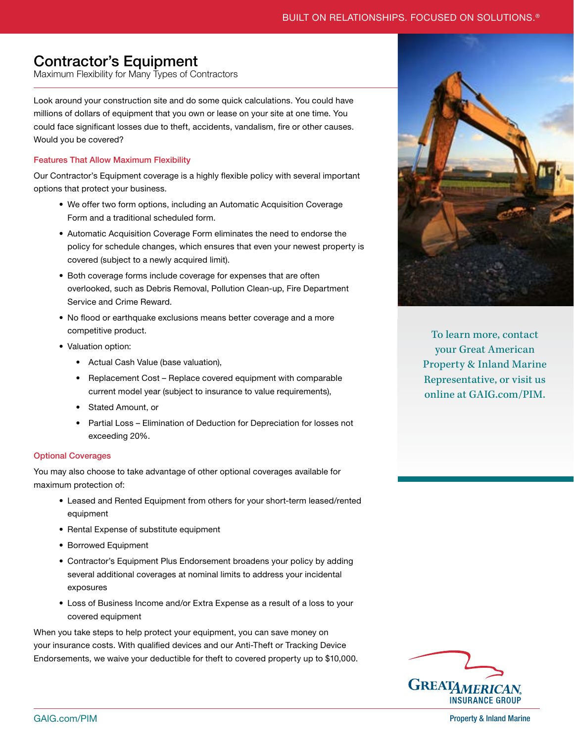# Contractor's Equipment

Maximum Flexibility for Many Types of Contractors

Look around your construction site and do some quick calculations. You could have millions of dollars of equipment that you own or lease on your site at one time. You could face significant losses due to theft, accidents, vandalism, fire or other causes. Would you be covered?

## Features That Allow Maximum Flexibility

Our Contractor's Equipment coverage is a highly flexible policy with several important options that protect your business.

- We offer two form options, including an Automatic Acquisition Coverage Form and a traditional scheduled form.
- Automatic Acquisition Coverage Form eliminates the need to endorse the policy for schedule changes, which ensures that even your newest property is covered (subject to a newly acquired limit).
- Both coverage forms include coverage for expenses that are often overlooked, such as Debris Removal, Pollution Clean-up, Fire Department Service and Crime Reward.
- No flood or earthquake exclusions means better coverage and a more competitive product.
- Valuation option:
  - Actual Cash Value (base valuation),
  - Replacement Cost – Replace covered equipment with comparable current model year (subject to insurance to value requirements),
  - Stated Amount, or
  - Partial Loss – Elimination of Deduction for Depreciation for losses not exceeding 20%.

## Optional Coverages

You may also choose to take advantage of other optional coverages available for maximum protection of:

- Leased and Rented Equipment from others for your short-term leased/rented equipment
- Rental Expense of substitute equipment
- Borrowed Equipment
- Contractor's Equipment Plus Endorsement broadens your policy by adding several additional coverages at nominal limits to address your incidental exposures
- Loss of Business Income and/or Extra Expense as a result of a loss to your covered equipment

When you take steps to help protect your equipment, you can save money on your insurance costs. With qualified devices and our Anti-Theft or Tracking Device Endorsements, we waive your deductible for theft to covered property up to $10,000.

To learn more, contact your Great American Property & Inland Marine Representative, or visit us online at GAIG.com/PIM.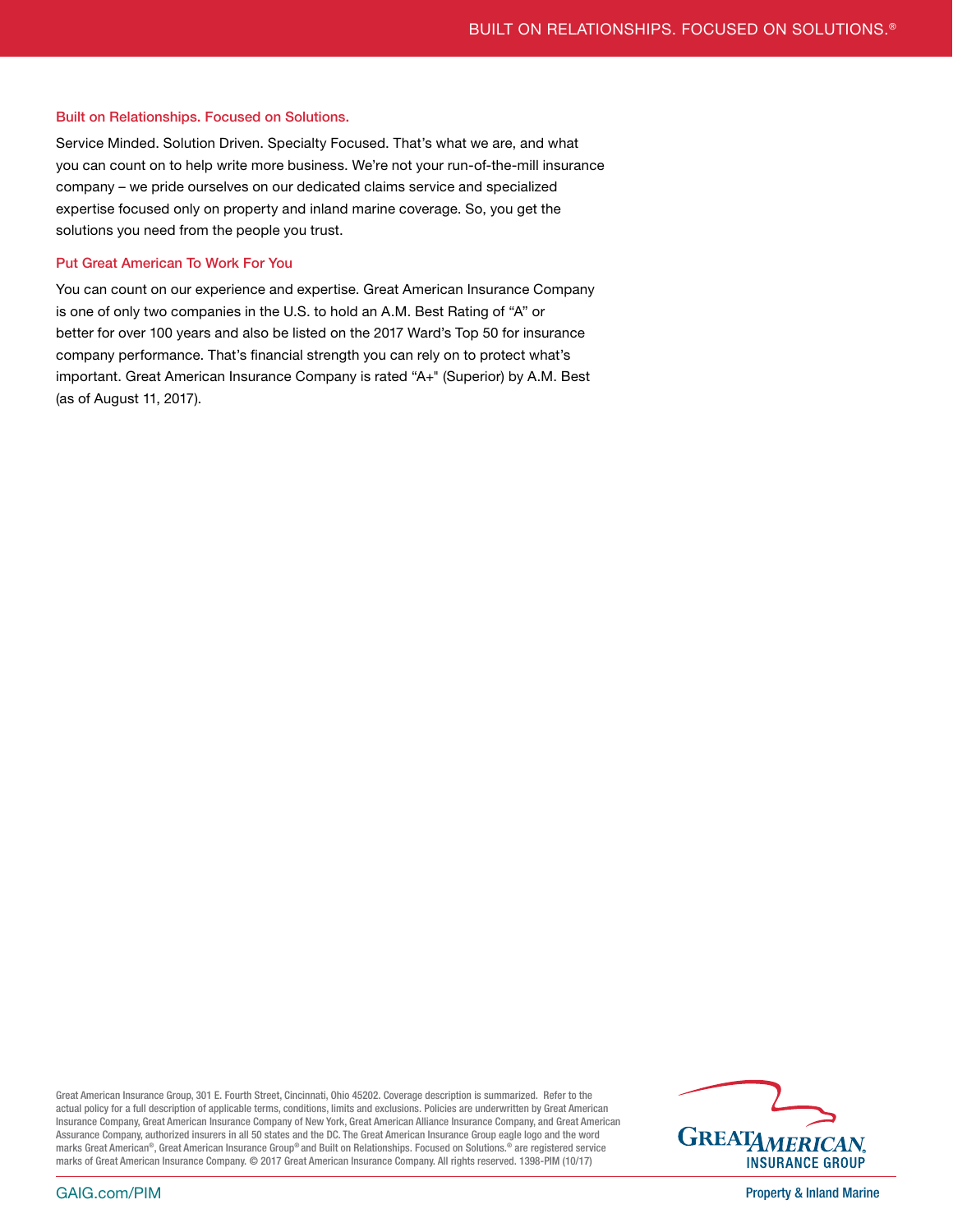## Built on Relationships. Focused on Solutions.

Service Minded. Solution Driven. Specialty Focused. That's what we are, and what you can count on to help write more business. We're not your run-of-the-mill insurance company – we pride ourselves on our dedicated claims service and specialized expertise focused only on property and inland marine coverage. So, you get the solutions you need from the people you trust.

## Put Great American To Work For You

You can count on our experience and expertise. Great American Insurance Company is one of only two companies in the U.S. to hold an A.M. Best Rating of "A" or better for over 100 years and also be listed on the 2017 Ward's Top 50 for insurance company performance. That's financial strength you can rely on to protect what's important. Great American Insurance Company is rated "A+" (Superior) by A.M. Best (as of August 11, 2017).

Great American Insurance Group, 301 E. Fourth Street, Cincinnati, Ohio 45202. Coverage description is summarized. Refer to the actual policy for a full description of applicable terms, conditions, limits and exclusions. Policies are underwritten by Great American Insurance Company, Great American Insurance Company of New York, Great American Alliance Insurance Company, and Great American Assurance Company, authorized insurers in all 50 states and the DC. The Great American Insurance Group eagle logo and the word marks Great American®, Great American Insurance Group® and Built on Relationships. Focused on Solutions.® are registered service marks of Great American Insurance Company. © 2017 Great American Insurance Company. All rights reserved. 1398-PIM (10/17)

GREAT AMERICAN INSURANCE GROUP

GAIG.com/PIM

Property & Inland Marine